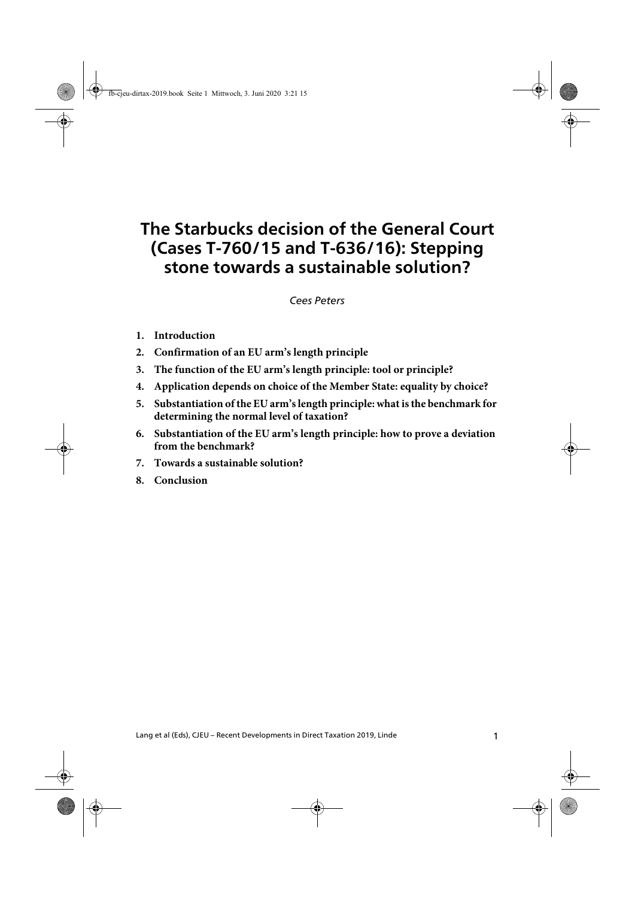# The Starbucks decision of the General Court (Cases T-760/15 and T-636/16): Stepping stone towards a sustainable solution?

*Cees Peters*

1. **Introduction**
2. **Confirmation of an EU arm's length principle**
3. **The function of the EU arm's length principle: tool or principle?**
4. **Application depends on choice of the Member State: equality by choice?**
5. **Substantiation of the EU arm's length principle: what is the benchmark for determining the normal level of taxation?**
6. **Substantiation of the EU arm's length principle: how to prove a deviation from the benchmark?**
7. **Towards a sustainable solution?**
8. **Conclusion**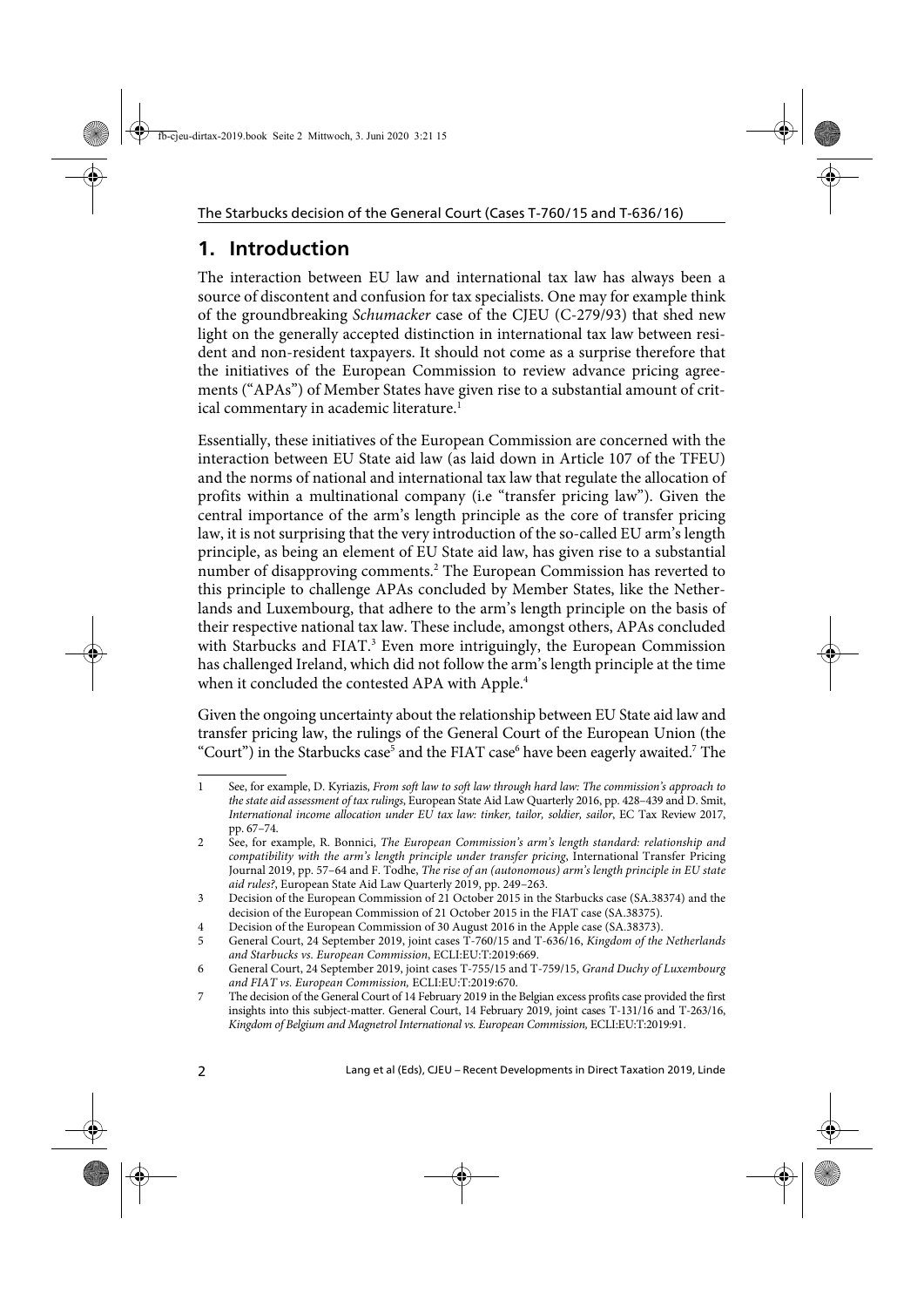## 1. Introduction

The interaction between EU law and international tax law has always been a source of discontent and confusion for tax specialists. One may for example think of the groundbreaking *Schumacker* case of the CJEU (C-279/93) that shed new light on the generally accepted distinction in international tax law between resident and non-resident taxpayers. It should not come as a surprise therefore that the initiatives of the European Commission to review advance pricing agreements ("APAs") of Member States have given rise to a substantial amount of critical commentary in academic literature.[1]

Essentially, these initiatives of the European Commission are concerned with the interaction between EU State aid law (as laid down in Article 107 of the TFEU) and the norms of national and international tax law that regulate the allocation of profits within a multinational company (i.e "transfer pricing law"). Given the central importance of the arm's length principle as the core of transfer pricing law, it is not surprising that the very introduction of the so-called EU arm's length principle, as being an element of EU State aid law, has given rise to a substantial number of disapproving comments.[2] The European Commission has reverted to this principle to challenge APAs concluded by Member States, like the Netherlands and Luxembourg, that adhere to the arm's length principle on the basis of their respective national tax law. These include, amongst others, APAs concluded with Starbucks and FIAT.[3] Even more intriguingly, the European Commission has challenged Ireland, which did not follow the arm's length principle at the time when it concluded the contested APA with Apple.[4]

Given the ongoing uncertainty about the relationship between EU State aid law and transfer pricing law, the rulings of the General Court of the European Union (the "Court") in the Starbucks case[5] and the FIAT case[6] have been eagerly awaited.[7] The

---

1 See, for example, D. Kyriazis, *From soft law to soft law through hard law: The commission's approach to the state aid assessment of tax rulings*, European State Aid Law Quarterly 2016, pp. 428–439 and D. Smit, *International income allocation under EU tax law: tinker, tailor, soldier, sailor*, EC Tax Review 2017, pp. 67–74.

2 See, for example, R. Bonnici, *The European Commission's arm's length standard: relationship and compatibility with the arm's length principle under transfer pricing*, International Transfer Pricing Journal 2019, pp. 57–64 and F. Todhe, *The rise of an (autonomous) arm's length principle in EU state aid rules?*, European State Aid Law Quarterly 2019, pp. 249–263.

3 Decision of the European Commission of 21 October 2015 in the Starbucks case (SA.38374) and the decision of the European Commission of 21 October 2015 in the FIAT case (SA.38375).

4 Decision of the European Commission of 30 August 2016 in the Apple case (SA.38373).

5 General Court, 24 September 2019, joint cases T-760/15 and T-636/16, *Kingdom of the Netherlands and Starbucks vs. European Commission*, ECLI:EU:T:2019:669.

6 General Court, 24 September 2019, joint cases T-755/15 and T-759/15, *Grand Duchy of Luxembourg and FIAT vs. European Commission,* ECLI:EU:T:2019:670.

7 The decision of the General Court of 14 February 2019 in the Belgian excess profits case provided the first insights into this subject-matter. General Court, 14 February 2019, joint cases T-131/16 and T-263/16, *Kingdom of Belgium and Magnetrol International vs. European Commission,* ECLI:EU:T:2019:91.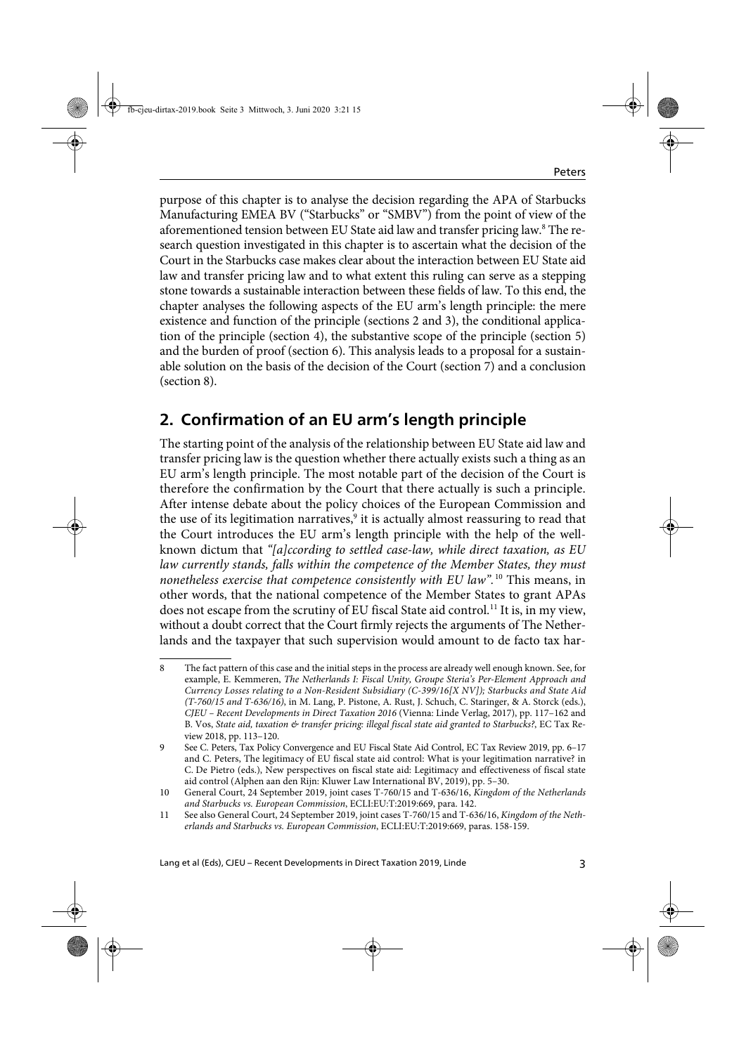purpose of this chapter is to analyse the decision regarding the APA of Starbucks Manufacturing EMEA BV ("Starbucks" or "SMBV") from the point of view of the aforementioned tension between EU State aid law and transfer pricing law.[8] The research question investigated in this chapter is to ascertain what the decision of the Court in the Starbucks case makes clear about the interaction between EU State aid law and transfer pricing law and to what extent this ruling can serve as a stepping stone towards a sustainable interaction between these fields of law. To this end, the chapter analyses the following aspects of the EU arm's length principle: the mere existence and function of the principle (sections 2 and 3), the conditional application of the principle (section 4), the substantive scope of the principle (section 5) and the burden of proof (section 6). This analysis leads to a proposal for a sustainable solution on the basis of the decision of the Court (section 7) and a conclusion (section 8).

## 2. Confirmation of an EU arm's length principle

The starting point of the analysis of the relationship between EU State aid law and transfer pricing law is the question whether there actually exists such a thing as an EU arm's length principle. The most notable part of the decision of the Court is therefore the confirmation by the Court that there actually is such a principle. After intense debate about the policy choices of the European Commission and the use of its legitimation narratives,[9] it is actually almost reassuring to read that the Court introduces the EU arm's length principle with the help of the well-known dictum that *"[a]ccording to settled case-law, while direct taxation, as EU law currently stands, falls within the competence of the Member States, they must nonetheless exercise that competence consistently with EU law".*[10] This means, in other words, that the national competence of the Member States to grant APAs does not escape from the scrutiny of EU fiscal State aid control.[11] It is, in my view, without a doubt correct that the Court firmly rejects the arguments of The Netherlands and the taxpayer that such supervision would amount to de facto tax har-

---

8 The fact pattern of this case and the initial steps in the process are already well enough known. See, for example, E. Kemmeren, *The Netherlands I: Fiscal Unity, Groupe Steria's Per-Element Approach and Currency Losses relating to a Non-Resident Subsidiary (C-399/16[X NV]); Starbucks and State Aid (T-760/15 and T-636/16)*, in M. Lang, P. Pistone, A. Rust, J. Schuch, C. Staringer, & A. Storck (eds.), *CJEU – Recent Developments in Direct Taxation 2016* (Vienna: Linde Verlag, 2017), pp. 117–162 and B. Vos, *State aid, taxation & transfer pricing: illegal fiscal state aid granted to Starbucks?*, EC Tax Review 2018, pp. 113–120.

9 See C. Peters, Tax Policy Convergence and EU Fiscal State Aid Control, EC Tax Review 2019, pp. 6–17 and C. Peters, The legitimacy of EU fiscal state aid control: What is your legitimation narrative? in C. De Pietro (eds.), New perspectives on fiscal state aid: Legitimacy and effectiveness of fiscal state aid control (Alphen aan den Rijn: Kluwer Law International BV, 2019), pp. 5–30.

10 General Court, 24 September 2019, joint cases T-760/15 and T-636/16, *Kingdom of the Netherlands and Starbucks vs. European Commission*, ECLI:EU:T:2019:669, para. 142.

11 See also General Court, 24 September 2019, joint cases T-760/15 and T-636/16, *Kingdom of the Netherlands and Starbucks vs. European Commission*, ECLI:EU:T:2019:669, paras. 158-159.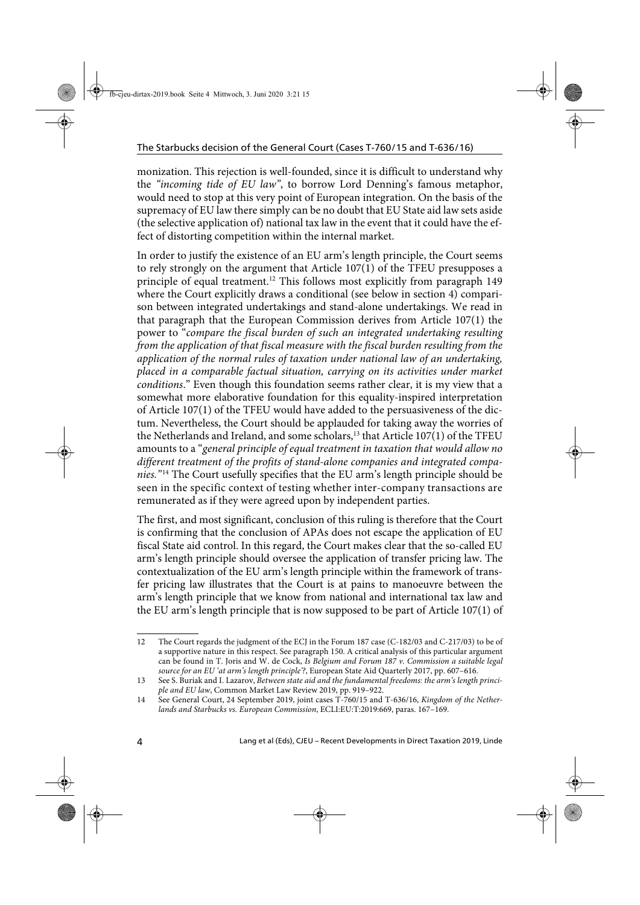monization. This rejection is well-founded, since it is difficult to understand why the *"incoming tide of EU law"*, to borrow Lord Denning's famous metaphor, would need to stop at this very point of European integration. On the basis of the supremacy of EU law there simply can be no doubt that EU State aid law sets aside (the selective application of) national tax law in the event that it could have the effect of distorting competition within the internal market.

In order to justify the existence of an EU arm's length principle, the Court seems to rely strongly on the argument that Article 107(1) of the TFEU presupposes a principle of equal treatment.[12] This follows most explicitly from paragraph 149 where the Court explicitly draws a conditional (see below in section 4) comparison between integrated undertakings and stand-alone undertakings. We read in that paragraph that the European Commission derives from Article 107(1) the power to "*compare the fiscal burden of such an integrated undertaking resulting from the application of that fiscal measure with the fiscal burden resulting from the application of the normal rules of taxation under national law of an undertaking, placed in a comparable factual situation, carrying on its activities under market conditions*." Even though this foundation seems rather clear, it is my view that a somewhat more elaborative foundation for this equality-inspired interpretation of Article 107(1) of the TFEU would have added to the persuasiveness of the dictum. Nevertheless, the Court should be applauded for taking away the worries of the Netherlands and Ireland, and some scholars,[13] that Article 107(1) of the TFEU amounts to a "*general principle of equal treatment in taxation that would allow no different treatment of the profits of stand-alone companies and integrated companies.*"[14] The Court usefully specifies that the EU arm's length principle should be seen in the specific context of testing whether inter-company transactions are remunerated as if they were agreed upon by independent parties.

The first, and most significant, conclusion of this ruling is therefore that the Court is confirming that the conclusion of APAs does not escape the application of EU fiscal State aid control. In this regard, the Court makes clear that the so-called EU arm's length principle should oversee the application of transfer pricing law. The contextualization of the EU arm's length principle within the framework of transfer pricing law illustrates that the Court is at pains to manoeuvre between the arm's length principle that we know from national and international tax law and the EU arm's length principle that is now supposed to be part of Article 107(1) of

---

12 The Court regards the judgment of the ECJ in the Forum 187 case (C-182/03 and C-217/03) to be of a supportive nature in this respect. See paragraph 150. A critical analysis of this particular argument can be found in T. Joris and W. de Cock, *Is Belgium and Forum 187 v. Commission a suitable legal source for an EU 'at arm's length principle'?*, European State Aid Quarterly 2017, pp. 607–616.

13 See S. Buriak and I. Lazarov, *Between state aid and the fundamental freedoms: the arm's length principle and EU law*, Common Market Law Review 2019, pp. 919–922.

14 See General Court, 24 September 2019, joint cases T-760/15 and T-636/16, *Kingdom of the Netherlands and Starbucks vs. European Commission*, ECLI:EU:T:2019:669, paras. 167–169.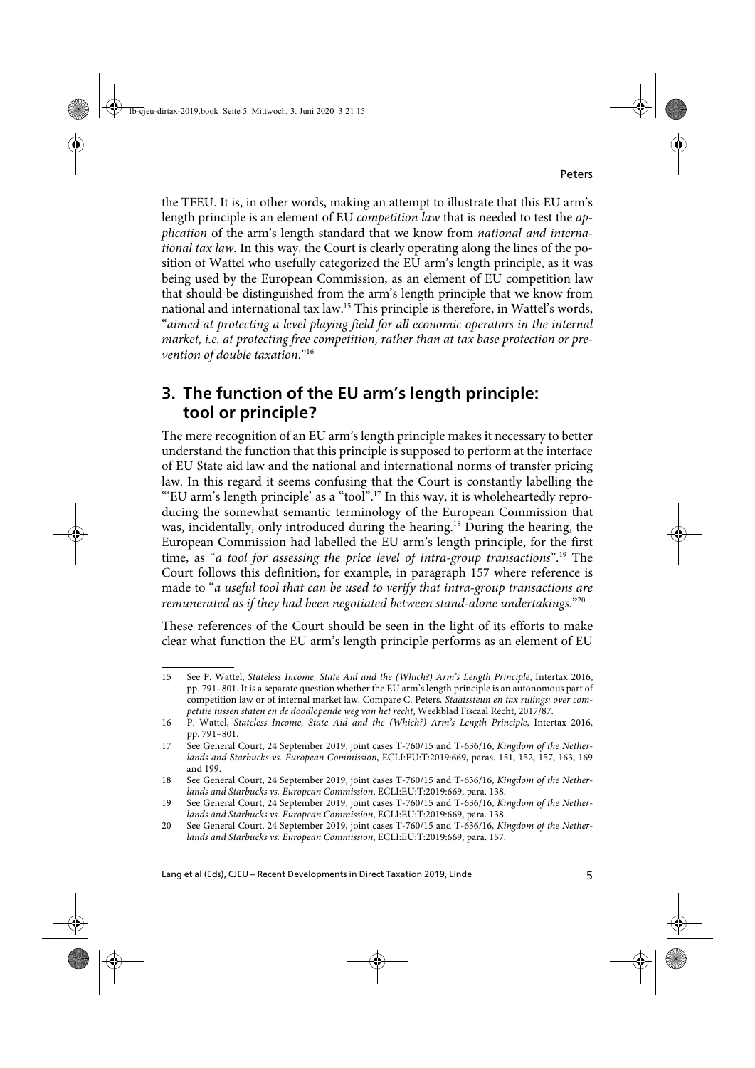the TFEU. It is, in other words, making an attempt to illustrate that this EU arm's length principle is an element of EU *competition law* that is needed to test the *application* of the arm's length standard that we know from *national and international tax law*. In this way, the Court is clearly operating along the lines of the position of Wattel who usefully categorized the EU arm's length principle, as it was being used by the European Commission, as an element of EU competition law that should be distinguished from the arm's length principle that we know from national and international tax law.[15] This principle is therefore, in Wattel's words, "*aimed at protecting a level playing field for all economic operators in the internal market, i.e. at protecting free competition, rather than at tax base protection or prevention of double taxation*."[16]

## 3. The function of the EU arm's length principle: tool or principle?

The mere recognition of an EU arm's length principle makes it necessary to better understand the function that this principle is supposed to perform at the interface of EU State aid law and the national and international norms of transfer pricing law. In this regard it seems confusing that the Court is constantly labelling the "'EU arm's length principle' as a "tool".[17] In this way, it is wholeheartedly reproducing the somewhat semantic terminology of the European Commission that was, incidentally, only introduced during the hearing.[18] During the hearing, the European Commission had labelled the EU arm's length principle, for the first time, as "*a tool for assessing the price level of intra-group transactions*".[19] The Court follows this definition, for example, in paragraph 157 where reference is made to "*a useful tool that can be used to verify that intra-group transactions are remunerated as if they had been negotiated between stand-alone undertakings*."[20]

These references of the Court should be seen in the light of its efforts to make clear what function the EU arm's length principle performs as an element of EU

---

15 See P. Wattel, *Stateless Income, State Aid and the (Which?) Arm's Length Principle*, Intertax 2016, pp. 791–801. It is a separate question whether the EU arm's length principle is an autonomous part of competition law or of internal market law. Compare C. Peters, *Staatssteun en tax rulings: over competitie tussen staten en de doodlopende weg van het recht*, Weekblad Fiscaal Recht, 2017/87.

16 P. Wattel, *Stateless Income, State Aid and the (Which?) Arm's Length Principle*, Intertax 2016, pp. 791–801.

17 See General Court, 24 September 2019, joint cases T-760/15 and T-636/16, *Kingdom of the Netherlands and Starbucks vs. European Commission*, ECLI:EU:T:2019:669, paras. 151, 152, 157, 163, 169 and 199.

18 See General Court, 24 September 2019, joint cases T-760/15 and T-636/16, *Kingdom of the Netherlands and Starbucks vs. European Commission*, ECLI:EU:T:2019:669, para. 138.

19 See General Court, 24 September 2019, joint cases T-760/15 and T-636/16, *Kingdom of the Netherlands and Starbucks vs. European Commission*, ECLI:EU:T:2019:669, para. 138.

20 See General Court, 24 September 2019, joint cases T-760/15 and T-636/16, *Kingdom of the Netherlands and Starbucks vs. European Commission*, ECLI:EU:T:2019:669, para. 157.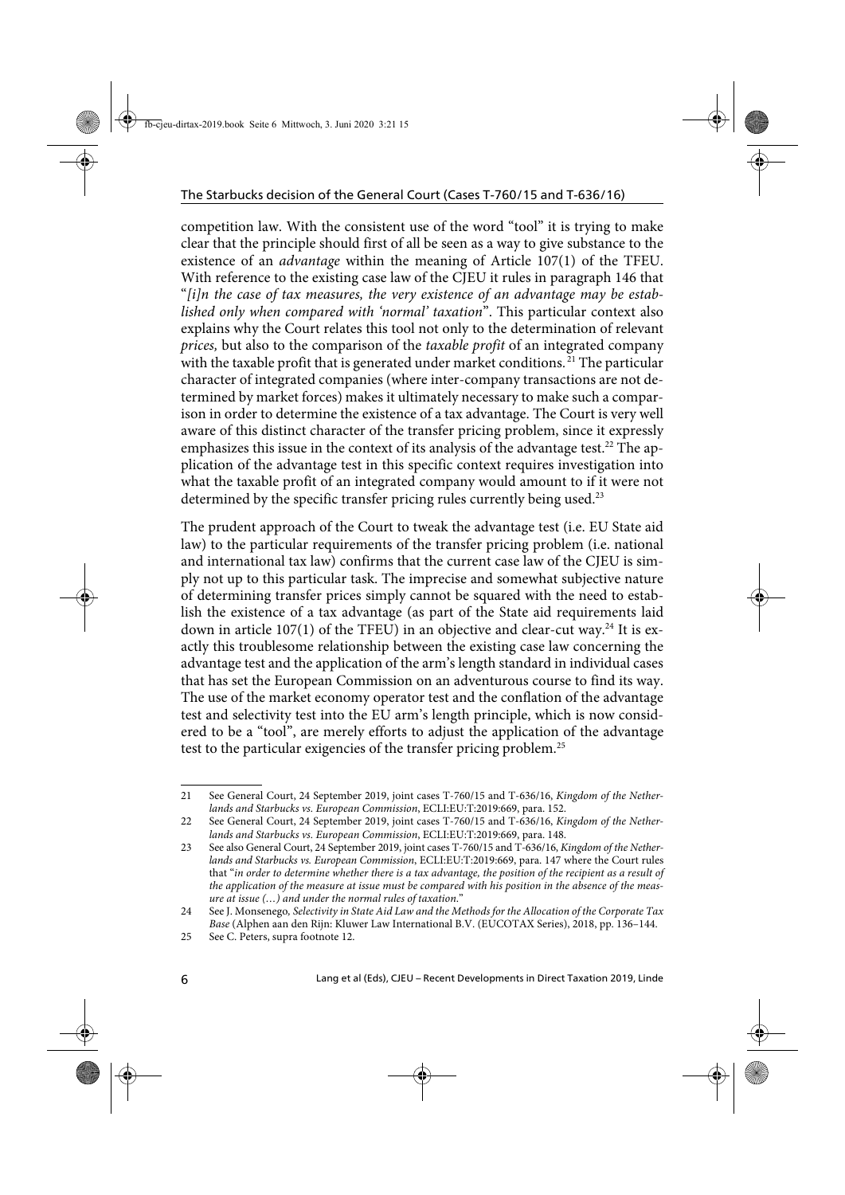competition law. With the consistent use of the word "tool" it is trying to make clear that the principle should first of all be seen as a way to give substance to the existence of an *advantage* within the meaning of Article 107(1) of the TFEU. With reference to the existing case law of the CJEU it rules in paragraph 146 that "*[i]n the case of tax measures, the very existence of an advantage may be established only when compared with 'normal' taxation*". This particular context also explains why the Court relates this tool not only to the determination of relevant *prices,* but also to the comparison of the *taxable profit* of an integrated company with the taxable profit that is generated under market conditions.[21] The particular character of integrated companies (where inter-company transactions are not determined by market forces) makes it ultimately necessary to make such a comparison in order to determine the existence of a tax advantage. The Court is very well aware of this distinct character of the transfer pricing problem, since it expressly emphasizes this issue in the context of its analysis of the advantage test.[22] The application of the advantage test in this specific context requires investigation into what the taxable profit of an integrated company would amount to if it were not determined by the specific transfer pricing rules currently being used.[23]

The prudent approach of the Court to tweak the advantage test (i.e. EU State aid law) to the particular requirements of the transfer pricing problem (i.e. national and international tax law) confirms that the current case law of the CJEU is simply not up to this particular task. The imprecise and somewhat subjective nature of determining transfer prices simply cannot be squared with the need to establish the existence of a tax advantage (as part of the State aid requirements laid down in article 107(1) of the TFEU) in an objective and clear-cut way.[24] It is exactly this troublesome relationship between the existing case law concerning the advantage test and the application of the arm's length standard in individual cases that has set the European Commission on an adventurous course to find its way. The use of the market economy operator test and the conflation of the advantage test and selectivity test into the EU arm's length principle, which is now considered to be a "tool", are merely efforts to adjust the application of the advantage test to the particular exigencies of the transfer pricing problem.[25]

---

21 See General Court, 24 September 2019, joint cases T-760/15 and T-636/16, *Kingdom of the Netherlands and Starbucks vs. European Commission*, ECLI:EU:T:2019:669, para. 152.

22 See General Court, 24 September 2019, joint cases T-760/15 and T-636/16, *Kingdom of the Netherlands and Starbucks vs. European Commission*, ECLI:EU:T:2019:669, para. 148.

23 See also General Court, 24 September 2019, joint cases T-760/15 and T-636/16, *Kingdom of the Netherlands and Starbucks vs. European Commission*, ECLI:EU:T:2019:669, para. 147 where the Court rules that "*in order to determine whether there is a tax advantage, the position of the recipient as a result of the application of the measure at issue must be compared with his position in the absence of the measure at issue (…) and under the normal rules of taxation.*"

24 See J. Monsenego, *Selectivity in State Aid Law and the Methods for the Allocation of the Corporate Tax Base* (Alphen aan den Rijn: Kluwer Law International B.V. (EUCOTAX Series), 2018, pp. 136–144.

25 See C. Peters, supra footnote 12.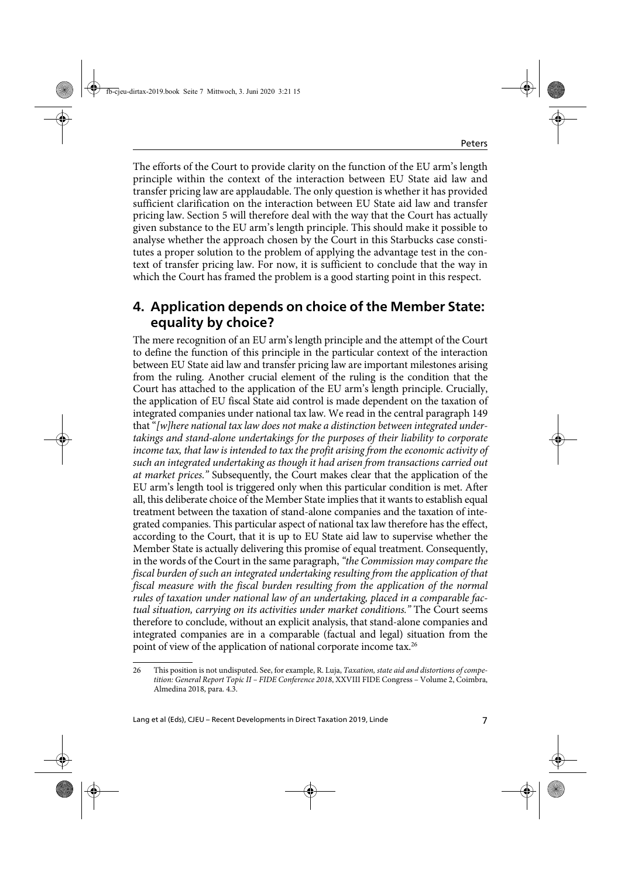The efforts of the Court to provide clarity on the function of the EU arm's length principle within the context of the interaction between EU State aid law and transfer pricing law are applaudable. The only question is whether it has provided sufficient clarification on the interaction between EU State aid law and transfer pricing law. Section 5 will therefore deal with the way that the Court has actually given substance to the EU arm's length principle. This should make it possible to analyse whether the approach chosen by the Court in this Starbucks case constitutes a proper solution to the problem of applying the advantage test in the context of transfer pricing law. For now, it is sufficient to conclude that the way in which the Court has framed the problem is a good starting point in this respect.

## 4. Application depends on choice of the Member State: equality by choice?

The mere recognition of an EU arm's length principle and the attempt of the Court to define the function of this principle in the particular context of the interaction between EU State aid law and transfer pricing law are important milestones arising from the ruling. Another crucial element of the ruling is the condition that the Court has attached to the application of the EU arm's length principle. Crucially, the application of EU fiscal State aid control is made dependent on the taxation of integrated companies under national tax law. We read in the central paragraph 149 that "*[w]here national tax law does not make a distinction between integrated undertakings and stand-alone undertakings for the purposes of their liability to corporate income tax, that law is intended to tax the profit arising from the economic activity of such an integrated undertaking as though it had arisen from transactions carried out at market prices.*" Subsequently, the Court makes clear that the application of the EU arm's length tool is triggered only when this particular condition is met. After all, this deliberate choice of the Member State implies that it wants to establish equal treatment between the taxation of stand-alone companies and the taxation of integrated companies. This particular aspect of national tax law therefore has the effect, according to the Court, that it is up to EU State aid law to supervise whether the Member State is actually delivering this promise of equal treatment. Consequently, in the words of the Court in the same paragraph, *"the Commission may compare the fiscal burden of such an integrated undertaking resulting from the application of that fiscal measure with the fiscal burden resulting from the application of the normal rules of taxation under national law of an undertaking, placed in a comparable factual situation, carrying on its activities under market conditions."* The Court seems therefore to conclude, without an explicit analysis, that stand-alone companies and integrated companies are in a comparable (factual and legal) situation from the point of view of the application of national corporate income tax.[26]

---

26 This position is not undisputed. See, for example, R. Luja, *Taxation, state aid and distortions of competition: General Report Topic II – FIDE Conference 2018*, XXVIII FIDE Congress – Volume 2, Coimbra, Almedina 2018, para. 4.3.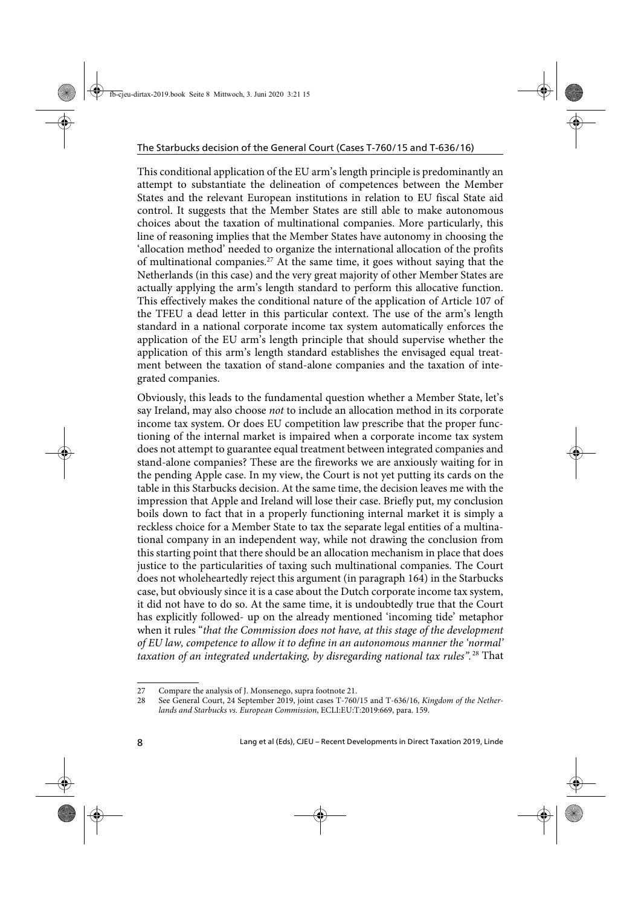This conditional application of the EU arm's length principle is predominantly an attempt to substantiate the delineation of competences between the Member States and the relevant European institutions in relation to EU fiscal State aid control. It suggests that the Member States are still able to make autonomous choices about the taxation of multinational companies. More particularly, this line of reasoning implies that the Member States have autonomy in choosing the 'allocation method' needed to organize the international allocation of the profits of multinational companies.[27] At the same time, it goes without saying that the Netherlands (in this case) and the very great majority of other Member States are actually applying the arm's length standard to perform this allocative function. This effectively makes the conditional nature of the application of Article 107 of the TFEU a dead letter in this particular context. The use of the arm's length standard in a national corporate income tax system automatically enforces the application of the EU arm's length principle that should supervise whether the application of this arm's length standard establishes the envisaged equal treatment between the taxation of stand-alone companies and the taxation of integrated companies.

Obviously, this leads to the fundamental question whether a Member State, let's say Ireland, may also choose *not* to include an allocation method in its corporate income tax system. Or does EU competition law prescribe that the proper functioning of the internal market is impaired when a corporate income tax system does not attempt to guarantee equal treatment between integrated companies and stand-alone companies? These are the fireworks we are anxiously waiting for in the pending Apple case. In my view, the Court is not yet putting its cards on the table in this Starbucks decision. At the same time, the decision leaves me with the impression that Apple and Ireland will lose their case. Briefly put, my conclusion boils down to fact that in a properly functioning internal market it is simply a reckless choice for a Member State to tax the separate legal entities of a multinational company in an independent way, while not drawing the conclusion from this starting point that there should be an allocation mechanism in place that does justice to the particularities of taxing such multinational companies. The Court does not wholeheartedly reject this argument (in paragraph 164) in the Starbucks case, but obviously since it is a case about the Dutch corporate income tax system, it did not have to do so. At the same time, it is undoubtedly true that the Court has explicitly followed- up on the already mentioned 'incoming tide' metaphor when it rules "*that the Commission does not have, at this stage of the development of EU law, competence to allow it to define in an autonomous manner the 'normal' taxation of an integrated undertaking, by disregarding national tax rules*".[28] That

---

27 Compare the analysis of J. Monsenego, supra footnote 21.

28 See General Court, 24 September 2019, joint cases T-760/15 and T-636/16, *Kingdom of the Netherlands and Starbucks vs. European Commission*, ECLI:EU:T:2019:669, para. 159.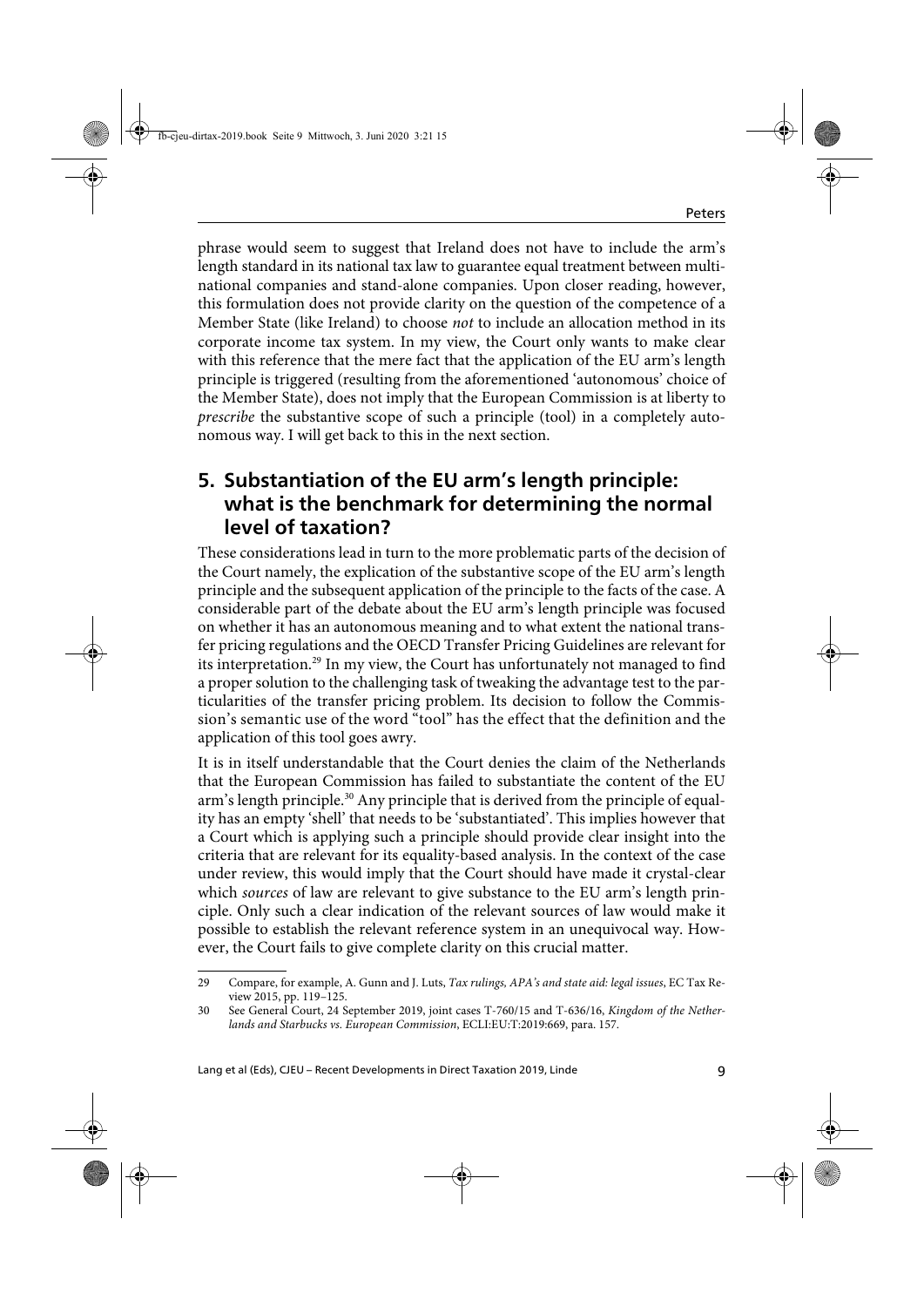phrase would seem to suggest that Ireland does not have to include the arm's length standard in its national tax law to guarantee equal treatment between multinational companies and stand-alone companies. Upon closer reading, however, this formulation does not provide clarity on the question of the competence of a Member State (like Ireland) to choose *not* to include an allocation method in its corporate income tax system. In my view, the Court only wants to make clear with this reference that the mere fact that the application of the EU arm's length principle is triggered (resulting from the aforementioned 'autonomous' choice of the Member State), does not imply that the European Commission is at liberty to *prescribe* the substantive scope of such a principle (tool) in a completely autonomous way. I will get back to this in the next section.

## 5. Substantiation of the EU arm's length principle: what is the benchmark for determining the normal level of taxation?

These considerations lead in turn to the more problematic parts of the decision of the Court namely, the explication of the substantive scope of the EU arm's length principle and the subsequent application of the principle to the facts of the case. A considerable part of the debate about the EU arm's length principle was focused on whether it has an autonomous meaning and to what extent the national transfer pricing regulations and the OECD Transfer Pricing Guidelines are relevant for its interpretation.[29] In my view, the Court has unfortunately not managed to find a proper solution to the challenging task of tweaking the advantage test to the particularities of the transfer pricing problem. Its decision to follow the Commission's semantic use of the word "tool" has the effect that the definition and the application of this tool goes awry.

It is in itself understandable that the Court denies the claim of the Netherlands that the European Commission has failed to substantiate the content of the EU arm's length principle.[30] Any principle that is derived from the principle of equality has an empty 'shell' that needs to be 'substantiated'. This implies however that a Court which is applying such a principle should provide clear insight into the criteria that are relevant for its equality-based analysis. In the context of the case under review, this would imply that the Court should have made it crystal-clear which *sources* of law are relevant to give substance to the EU arm's length principle. Only such a clear indication of the relevant sources of law would make it possible to establish the relevant reference system in an unequivocal way. However, the Court fails to give complete clarity on this crucial matter.

---

29 Compare, for example, A. Gunn and J. Luts, *Tax rulings, APA's and state aid: legal issues*, EC Tax Review 2015, pp. 119–125.

30 See General Court, 24 September 2019, joint cases T-760/15 and T-636/16, *Kingdom of the Netherlands and Starbucks vs. European Commission*, ECLI:EU:T:2019:669, para. 157.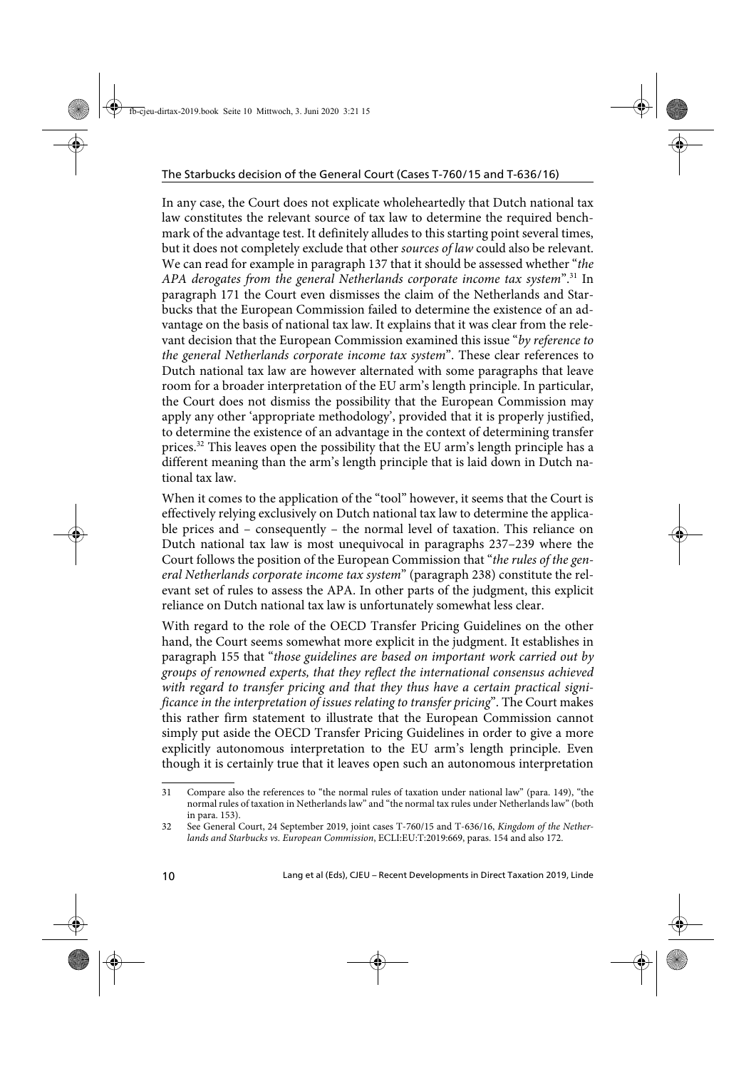In any case, the Court does not explicate wholeheartedly that Dutch national tax law constitutes the relevant source of tax law to determine the required benchmark of the advantage test. It definitely alludes to this starting point several times, but it does not completely exclude that other *sources of law* could also be relevant. We can read for example in paragraph 137 that it should be assessed whether "*the APA derogates from the general Netherlands corporate income tax system*".[31] In paragraph 171 the Court even dismisses the claim of the Netherlands and Starbucks that the European Commission failed to determine the existence of an advantage on the basis of national tax law. It explains that it was clear from the relevant decision that the European Commission examined this issue "*by reference to the general Netherlands corporate income tax system*". These clear references to Dutch national tax law are however alternated with some paragraphs that leave room for a broader interpretation of the EU arm's length principle. In particular, the Court does not dismiss the possibility that the European Commission may apply any other 'appropriate methodology', provided that it is properly justified, to determine the existence of an advantage in the context of determining transfer prices.[32] This leaves open the possibility that the EU arm's length principle has a different meaning than the arm's length principle that is laid down in Dutch national tax law.

When it comes to the application of the "tool" however, it seems that the Court is effectively relying exclusively on Dutch national tax law to determine the applicable prices and – consequently – the normal level of taxation. This reliance on Dutch national tax law is most unequivocal in paragraphs 237–239 where the Court follows the position of the European Commission that "*the rules of the general Netherlands corporate income tax system*" (paragraph 238) constitute the relevant set of rules to assess the APA. In other parts of the judgment, this explicit reliance on Dutch national tax law is unfortunately somewhat less clear.

With regard to the role of the OECD Transfer Pricing Guidelines on the other hand, the Court seems somewhat more explicit in the judgment. It establishes in paragraph 155 that "*those guidelines are based on important work carried out by groups of renowned experts, that they reflect the international consensus achieved with regard to transfer pricing and that they thus have a certain practical significance in the interpretation of issues relating to transfer pricing*". The Court makes this rather firm statement to illustrate that the European Commission cannot simply put aside the OECD Transfer Pricing Guidelines in order to give a more explicitly autonomous interpretation to the EU arm's length principle. Even though it is certainly true that it leaves open such an autonomous interpretation

---

31 Compare also the references to "the normal rules of taxation under national law" (para. 149), "the normal rules of taxation in Netherlands law" and "the normal tax rules under Netherlands law" (both in para. 153).

32 See General Court, 24 September 2019, joint cases T-760/15 and T-636/16, *Kingdom of the Netherlands and Starbucks vs. European Commission*, ECLI:EU:T:2019:669, paras. 154 and also 172.